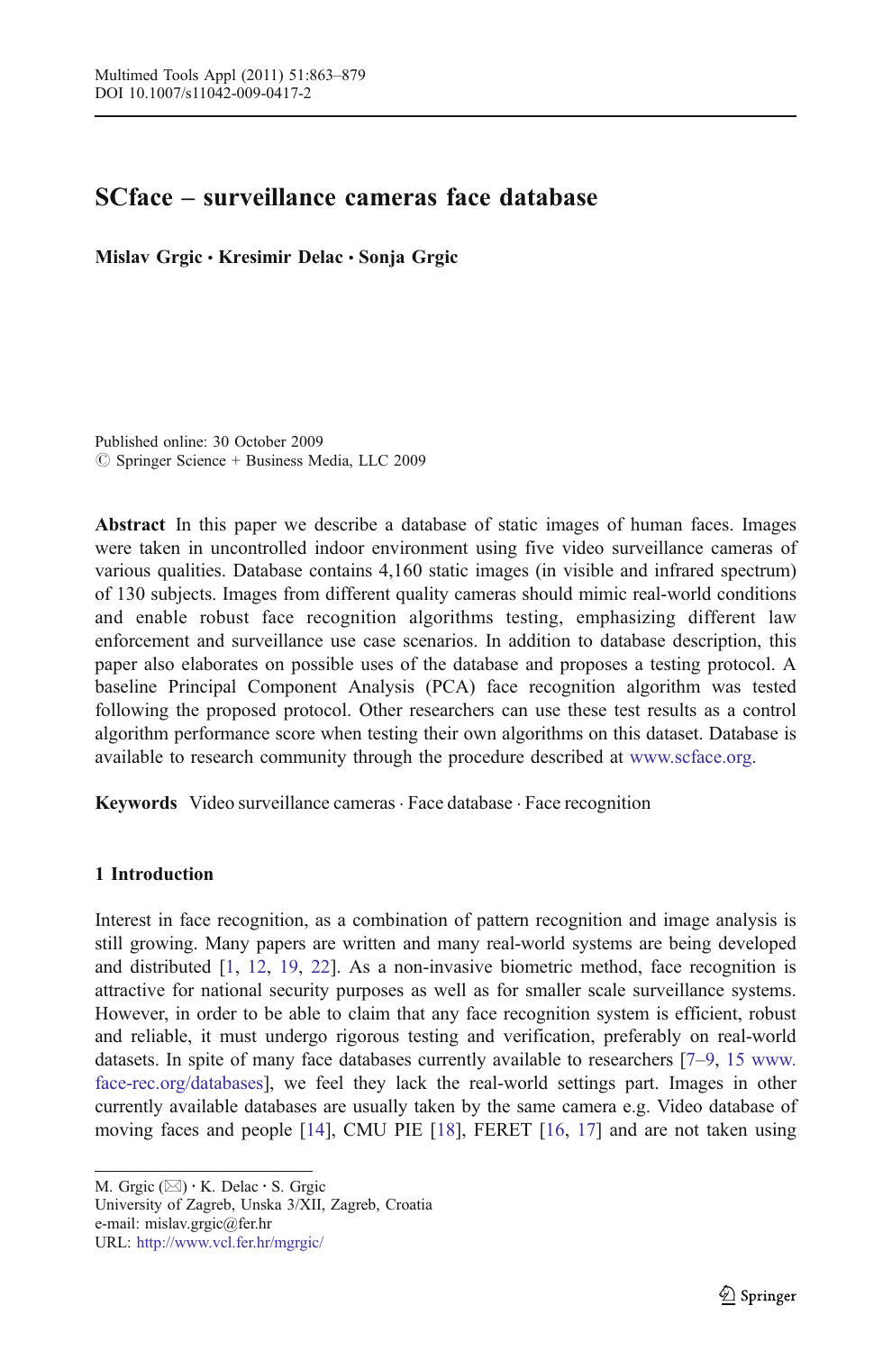# SCface – surveillance cameras face database

**Mislav Grgic · Kresimir Delac · Sonja Grgic**

Published online: 30 October 2009
© Springer Science + Business Media, LLC 2009

**Abstract** In this paper we describe a database of static images of human faces. Images were taken in uncontrolled indoor environment using five video surveillance cameras of various qualities. Database contains 4,160 static images (in visible and infrared spectrum) of 130 subjects. Images from different quality cameras should mimic real-world conditions and enable robust face recognition algorithms testing, emphasizing different law enforcement and surveillance use case scenarios. In addition to database description, this paper also elaborates on possible uses of the database and proposes a testing protocol. A baseline Principal Component Analysis (PCA) face recognition algorithm was tested following the proposed protocol. Other researchers can use these test results as a control algorithm performance score when testing their own algorithms on this dataset. Database is available to research community through the procedure described at www.scface.org.

**Keywords** Video surveillance cameras · Face database · Face recognition

## 1 Introduction

Interest in face recognition, as a combination of pattern recognition and image analysis is still growing. Many papers are written and many real-world systems are being developed and distributed [1, 12, 19, 22]. As a non-invasive biometric method, face recognition is attractive for national security purposes as well as for smaller scale surveillance systems. However, in order to be able to claim that any face recognition system is efficient, robust and reliable, it must undergo rigorous testing and verification, preferably on real-world datasets. In spite of many face databases currently available to researchers [7–9, 15 www.face-rec.org/databases], we feel they lack the real-world settings part. Images in other currently available databases are usually taken by the same camera e.g. Video database of moving faces and people [14], CMU PIE [18], FERET [16, 17] and are not taken using

M. Grgic (✉) · K. Delac · S. Grgic
University of Zagreb, Unska 3/XII, Zagreb, Croatia
e-mail: mislav.grgic@fer.hr
URL: http://www.vcl.fer.hr/mgrgic/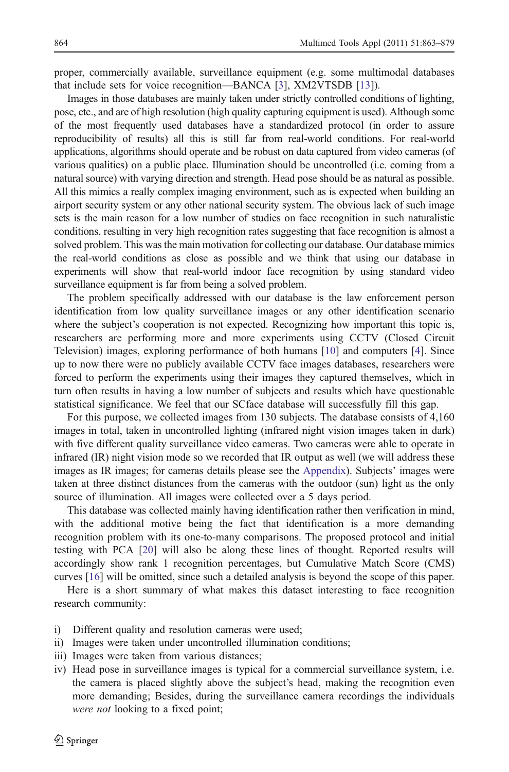proper, commercially available, surveillance equipment (e.g. some multimodal databases that include sets for voice recognition—BANCA [3], XM2VTSDB [13]).

Images in those databases are mainly taken under strictly controlled conditions of lighting, pose, etc., and are of high resolution (high quality capturing equipment is used). Although some of the most frequently used databases have a standardized protocol (in order to assure reproducibility of results) all this is still far from real-world conditions. For real-world applications, algorithms should operate and be robust on data captured from video cameras (of various qualities) on a public place. Illumination should be uncontrolled (i.e. coming from a natural source) with varying direction and strength. Head pose should be as natural as possible. All this mimics a really complex imaging environment, such as is expected when building an airport security system or any other national security system. The obvious lack of such image sets is the main reason for a low number of studies on face recognition in such naturalistic conditions, resulting in very high recognition rates suggesting that face recognition is almost a solved problem. This was the main motivation for collecting our database. Our database mimics the real-world conditions as close as possible and we think that using our database in experiments will show that real-world indoor face recognition by using standard video surveillance equipment is far from being a solved problem.

The problem specifically addressed with our database is the law enforcement person identification from low quality surveillance images or any other identification scenario where the subject's cooperation is not expected. Recognizing how important this topic is, researchers are performing more and more experiments using CCTV (Closed Circuit Television) images, exploring performance of both humans [10] and computers [4]. Since up to now there were no publicly available CCTV face images databases, researchers were forced to perform the experiments using their images they captured themselves, which in turn often results in having a low number of subjects and results which have questionable statistical significance. We feel that our SCface database will successfully fill this gap.

For this purpose, we collected images from 130 subjects. The database consists of 4,160 images in total, taken in uncontrolled lighting (infrared night vision images taken in dark) with five different quality surveillance video cameras. Two cameras were able to operate in infrared (IR) night vision mode so we recorded that IR output as well (we will address these images as IR images; for cameras details please see the Appendix). Subjects' images were taken at three distinct distances from the cameras with the outdoor (sun) light as the only source of illumination. All images were collected over a 5 days period.

This database was collected mainly having identification rather then verification in mind, with the additional motive being the fact that identification is a more demanding recognition problem with its one-to-many comparisons. The proposed protocol and initial testing with PCA [20] will also be along these lines of thought. Reported results will accordingly show rank 1 recognition percentages, but Cumulative Match Score (CMS) curves [16] will be omitted, since such a detailed analysis is beyond the scope of this paper.

Here is a short summary of what makes this dataset interesting to face recognition research community:

i) Different quality and resolution cameras were used;
ii) Images were taken under uncontrolled illumination conditions;
iii) Images were taken from various distances;
iv) Head pose in surveillance images is typical for a commercial surveillance system, i.e. the camera is placed slightly above the subject's head, making the recognition even more demanding; Besides, during the surveillance camera recordings the individuals *were not* looking to a fixed point;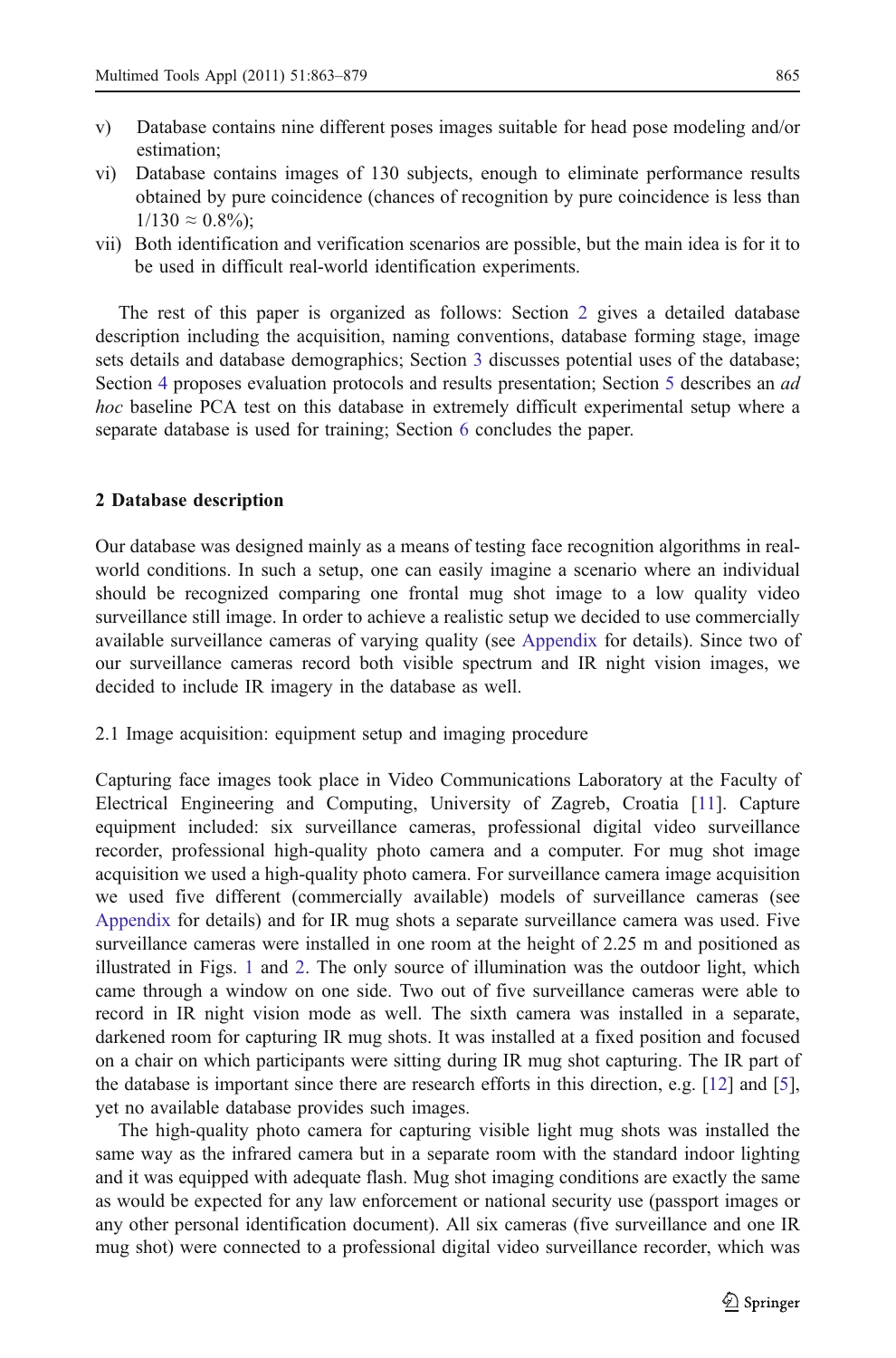- v) Database contains nine different poses images suitable for head pose modeling and/or estimation;
- vi) Database contains images of 130 subjects, enough to eliminate performance results obtained by pure coincidence (chances of recognition by pure coincidence is less than $1/130 \approx 0.8\%$);
- vii) Both identification and verification scenarios are possible, but the main idea is for it to be used in difficult real-world identification experiments.

The rest of this paper is organized as follows: Section 2 gives a detailed database description including the acquisition, naming conventions, database forming stage, image sets details and database demographics; Section 3 discusses potential uses of the database; Section 4 proposes evaluation protocols and results presentation; Section 5 describes an *ad hoc* baseline PCA test on this database in extremely difficult experimental setup where a separate database is used for training; Section 6 concludes the paper.

## 2 Database description

Our database was designed mainly as a means of testing face recognition algorithms in real-world conditions. In such a setup, one can easily imagine a scenario where an individual should be recognized comparing one frontal mug shot image to a low quality video surveillance still image. In order to achieve a realistic setup we decided to use commercially available surveillance cameras of varying quality (see Appendix for details). Since two of our surveillance cameras record both visible spectrum and IR night vision images, we decided to include IR imagery in the database as well.

### 2.1 Image acquisition: equipment setup and imaging procedure

Capturing face images took place in Video Communications Laboratory at the Faculty of Electrical Engineering and Computing, University of Zagreb, Croatia [11]. Capture equipment included: six surveillance cameras, professional digital video surveillance recorder, professional high-quality photo camera and a computer. For mug shot image acquisition we used a high-quality photo camera. For surveillance camera image acquisition we used five different (commercially available) models of surveillance cameras (see Appendix for details) and for IR mug shots a separate surveillance camera was used. Five surveillance cameras were installed in one room at the height of 2.25 m and positioned as illustrated in Figs. 1 and 2. The only source of illumination was the outdoor light, which came through a window on one side. Two out of five surveillance cameras were able to record in IR night vision mode as well. The sixth camera was installed in a separate, darkened room for capturing IR mug shots. It was installed at a fixed position and focused on a chair on which participants were sitting during IR mug shot capturing. The IR part of the database is important since there are research efforts in this direction, e.g. [12] and [5], yet no available database provides such images.

The high-quality photo camera for capturing visible light mug shots was installed the same way as the infrared camera but in a separate room with the standard indoor lighting and it was equipped with adequate flash. Mug shot imaging conditions are exactly the same as would be expected for any law enforcement or national security use (passport images or any other personal identification document). All six cameras (five surveillance and one IR mug shot) were connected to a professional digital video surveillance recorder, which was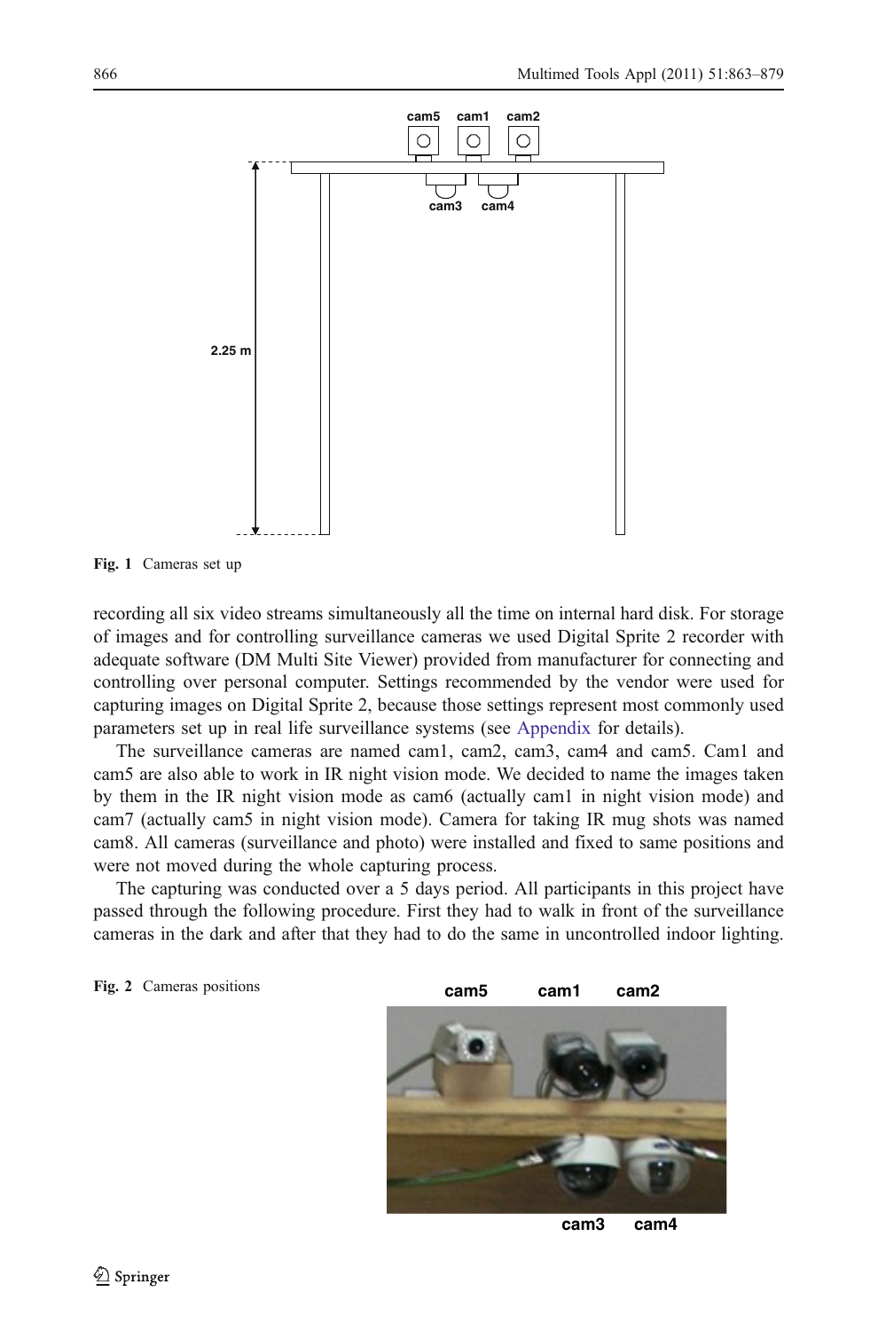Fig. 1 Cameras set up

recording all six video streams simultaneously all the time on internal hard disk. For storage of images and for controlling surveillance cameras we used Digital Sprite 2 recorder with adequate software (DM Multi Site Viewer) provided from manufacturer for connecting and controlling over personal computer. Settings recommended by the vendor were used for capturing images on Digital Sprite 2, because those settings represent most commonly used parameters set up in real life surveillance systems (see Appendix for details).

The surveillance cameras are named cam1, cam2, cam3, cam4 and cam5. Cam1 and cam5 are also able to work in IR night vision mode. We decided to name the images taken by them in the IR night vision mode as cam6 (actually cam1 in night vision mode) and cam7 (actually cam5 in night vision mode). Camera for taking IR mug shots was named cam8. All cameras (surveillance and photo) were installed and fixed to same positions and were not moved during the whole capturing process.

The capturing was conducted over a 5 days period. All participants in this project have passed through the following procedure. First they had to walk in front of the surveillance cameras in the dark and after that they had to do the same in uncontrolled indoor lighting.

Fig. 2 Cameras positions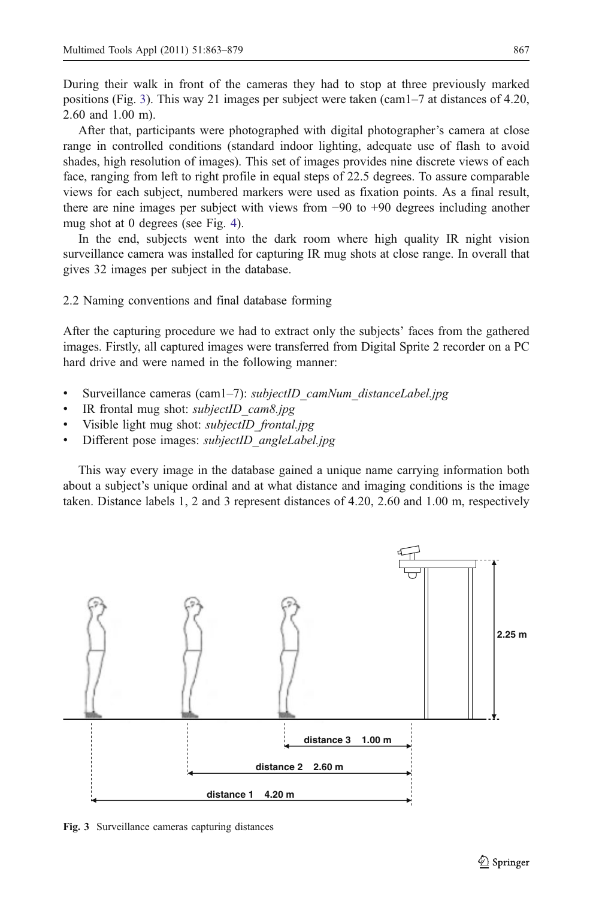During their walk in front of the cameras they had to stop at three previously marked positions (Fig. 3). This way 21 images per subject were taken (cam1–7 at distances of 4.20, 2.60 and 1.00 m).

After that, participants were photographed with digital photographer's camera at close range in controlled conditions (standard indoor lighting, adequate use of flash to avoid shades, high resolution of images). This set of images provides nine discrete views of each face, ranging from left to right profile in equal steps of 22.5 degrees. To assure comparable views for each subject, numbered markers were used as fixation points. As a final result, there are nine images per subject with views from −90 to +90 degrees including another mug shot at 0 degrees (see Fig. 4).

In the end, subjects went into the dark room where high quality IR night vision surveillance camera was installed for capturing IR mug shots at close range. In overall that gives 32 images per subject in the database.

### 2.2 Naming conventions and final database forming

After the capturing procedure we had to extract only the subjects' faces from the gathered images. Firstly, all captured images were transferred from Digital Sprite 2 recorder on a PC hard drive and were named in the following manner:

- Surveillance cameras (cam1–7): *subjectID_camNum_distanceLabel.jpg*
- IR frontal mug shot: *subjectID_cam8.jpg*
- Visible light mug shot: *subjectID_frontal.jpg*
- Different pose images: *subjectID_angleLabel.jpg*

This way every image in the database gained a unique name carrying information both about a subject's unique ordinal and at what distance and imaging conditions is the image taken. Distance labels 1, 2 and 3 represent distances of 4.20, 2.60 and 1.00 m, respectively

**Fig. 3** Surveillance cameras capturing distances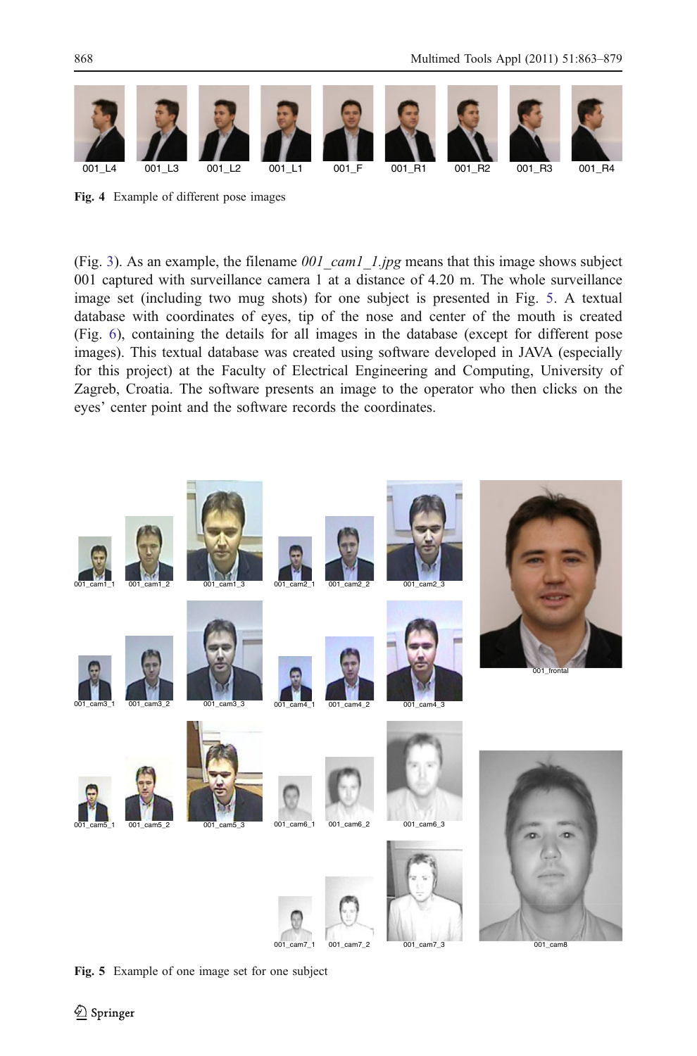Fig. 4 Example of different pose images

(Fig. 3). As an example, the filename *001_cam1_1.jpg* means that this image shows subject 001 captured with surveillance camera 1 at a distance of 4.20 m. The whole surveillance image set (including two mug shots) for one subject is presented in Fig. 5. A textual database with coordinates of eyes, tip of the nose and center of the mouth is created (Fig. 6), containing the details for all images in the database (except for different pose images). This textual database was created using software developed in JAVA (especially for this project) at the Faculty of Electrical Engineering and Computing, University of Zagreb, Croatia. The software presents an image to the operator who then clicks on the eyes' center point and the software records the coordinates.

Fig. 5 Example of one image set for one subject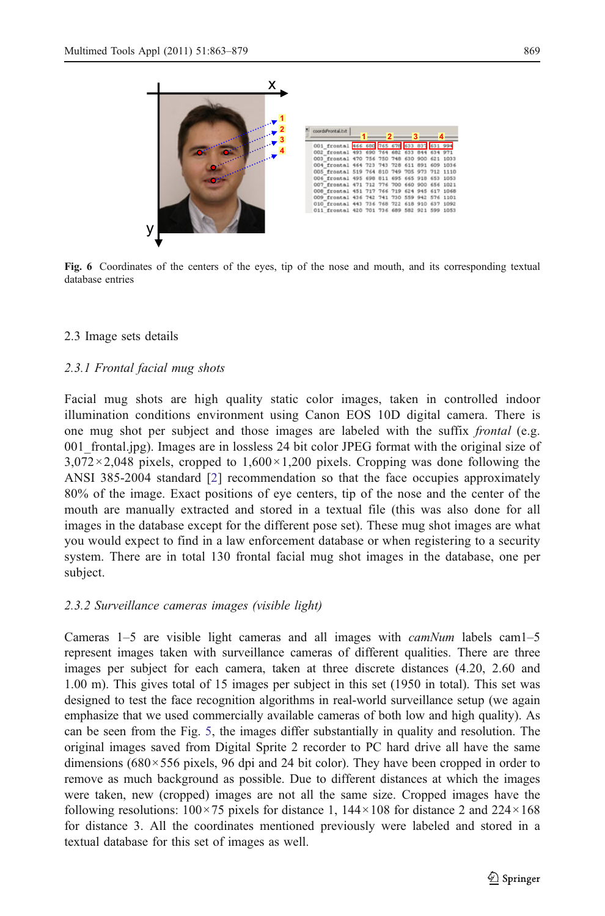Fig. 6 Coordinates of the centers of the eyes, tip of the nose and mouth, and its corresponding textual database entries

## 2.3 Image sets details

### *2.3.1 Frontal facial mug shots*

Facial mug shots are high quality static color images, taken in controlled indoor illumination conditions environment using Canon EOS 10D digital camera. There is one mug shot per subject and those images are labeled with the suffix *frontal* (e.g. 001_frontal.jpg). Images are in lossless 24 bit color JPEG format with the original size of 3,072×2,048 pixels, cropped to 1,600×1,200 pixels. Cropping was done following the ANSI 385-2004 standard [2] recommendation so that the face occupies approximately 80% of the image. Exact positions of eye centers, tip of the nose and the center of the mouth are manually extracted and stored in a textual file (this was also done for all images in the database except for the different pose set). These mug shot images are what you would expect to find in a law enforcement database or when registering to a security system. There are in total 130 frontal facial mug shot images in the database, one per subject.

### *2.3.2 Surveillance cameras images (visible light)*

Cameras 1–5 are visible light cameras and all images with *camNum* labels cam1–5 represent images taken with surveillance cameras of different qualities. There are three images per subject for each camera, taken at three discrete distances (4.20, 2.60 and 1.00 m). This gives total of 15 images per subject in this set (1950 in total). This set was designed to test the face recognition algorithms in real-world surveillance setup (we again emphasize that we used commercially available cameras of both low and high quality). As can be seen from the Fig. 5, the images differ substantially in quality and resolution. The original images saved from Digital Sprite 2 recorder to PC hard drive all have the same dimensions (680×556 pixels, 96 dpi and 24 bit color). They have been cropped in order to remove as much background as possible. Due to different distances at which the images were taken, new (cropped) images are not all the same size. Cropped images have the following resolutions: 100×75 pixels for distance 1, 144×108 for distance 2 and 224×168 for distance 3. All the coordinates mentioned previously were labeled and stored in a textual database for this set of images as well.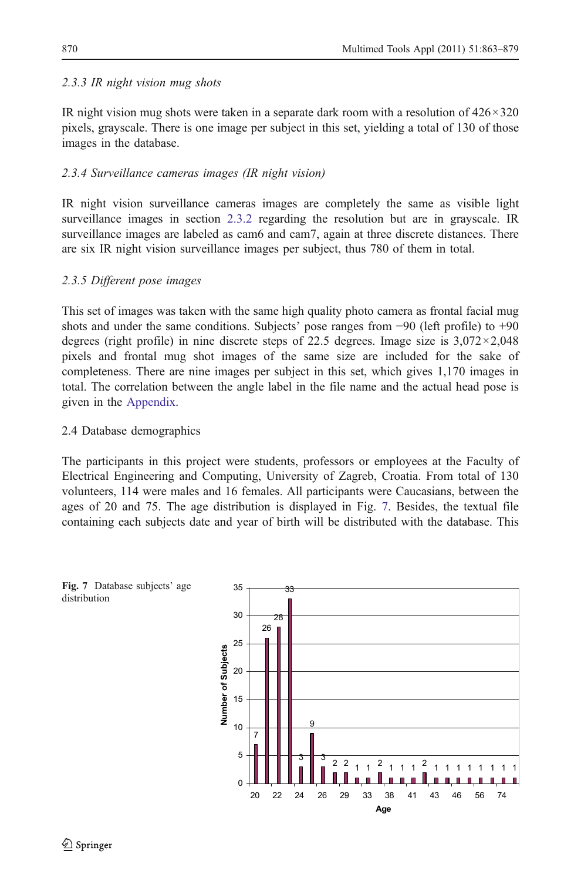### 2.3.3 IR night vision mug shots

IR night vision mug shots were taken in a separate dark room with a resolution of 426×320 pixels, grayscale. There is one image per subject in this set, yielding a total of 130 of those images in the database.

### 2.3.4 Surveillance cameras images (IR night vision)

IR night vision surveillance cameras images are completely the same as visible light surveillance images in section 2.3.2 regarding the resolution but are in grayscale. IR surveillance images are labeled as cam6 and cam7, again at three discrete distances. There are six IR night vision surveillance images per subject, thus 780 of them in total.

### 2.3.5 Different pose images

This set of images was taken with the same high quality photo camera as frontal facial mug shots and under the same conditions. Subjects' pose ranges from −90 (left profile) to +90 degrees (right profile) in nine discrete steps of 22.5 degrees. Image size is 3,072×2,048 pixels and frontal mug shot images of the same size are included for the sake of completeness. There are nine images per subject in this set, which gives 1,170 images in total. The correlation between the angle label in the file name and the actual head pose is given in the Appendix.

## 2.4 Database demographics

The participants in this project were students, professors or employees at the Faculty of Electrical Engineering and Computing, University of Zagreb, Croatia. From total of 130 volunteers, 114 were males and 16 females. All participants were Caucasians, between the ages of 20 and 75. The age distribution is displayed in Fig. 7. Besides, the textual file containing each subjects date and year of birth will be distributed with the database. This

**Fig. 7** Database subjects' age distribution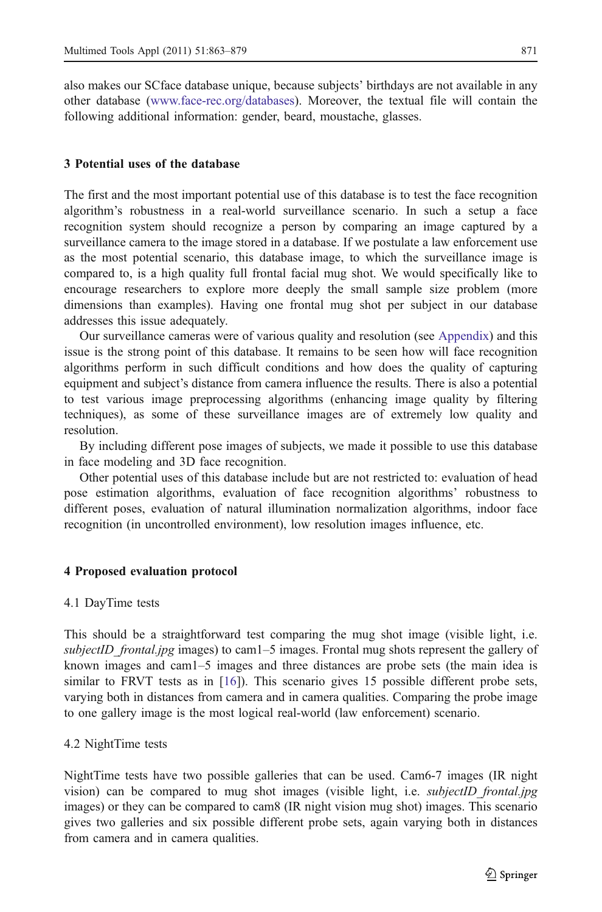also makes our SCface database unique, because subjects' birthdays are not available in any other database (www.face-rec.org/databases). Moreover, the textual file will contain the following additional information: gender, beard, moustache, glasses.

## 3 Potential uses of the database

The first and the most important potential use of this database is to test the face recognition algorithm's robustness in a real-world surveillance scenario. In such a setup a face recognition system should recognize a person by comparing an image captured by a surveillance camera to the image stored in a database. If we postulate a law enforcement use as the most potential scenario, this database image, to which the surveillance image is compared to, is a high quality full frontal facial mug shot. We would specifically like to encourage researchers to explore more deeply the small sample size problem (more dimensions than examples). Having one frontal mug shot per subject in our database addresses this issue adequately.

Our surveillance cameras were of various quality and resolution (see Appendix) and this issue is the strong point of this database. It remains to be seen how will face recognition algorithms perform in such difficult conditions and how does the quality of capturing equipment and subject's distance from camera influence the results. There is also a potential to test various image preprocessing algorithms (enhancing image quality by filtering techniques), as some of these surveillance images are of extremely low quality and resolution.

By including different pose images of subjects, we made it possible to use this database in face modeling and 3D face recognition.

Other potential uses of this database include but are not restricted to: evaluation of head pose estimation algorithms, evaluation of face recognition algorithms' robustness to different poses, evaluation of natural illumination normalization algorithms, indoor face recognition (in uncontrolled environment), low resolution images influence, etc.

## 4 Proposed evaluation protocol

### 4.1 DayTime tests

This should be a straightforward test comparing the mug shot image (visible light, i.e. *subjectID_frontal.jpg* images) to cam1–5 images. Frontal mug shots represent the gallery of known images and cam1–5 images and three distances are probe sets (the main idea is similar to FRVT tests as in [16]). This scenario gives 15 possible different probe sets, varying both in distances from camera and in camera qualities. Comparing the probe image to one gallery image is the most logical real-world (law enforcement) scenario.

### 4.2 NightTime tests

NightTime tests have two possible galleries that can be used. Cam6-7 images (IR night vision) can be compared to mug shot images (visible light, i.e. *subjectID_frontal.jpg* images) or they can be compared to cam8 (IR night vision mug shot) images. This scenario gives two galleries and six possible different probe sets, again varying both in distances from camera and in camera qualities.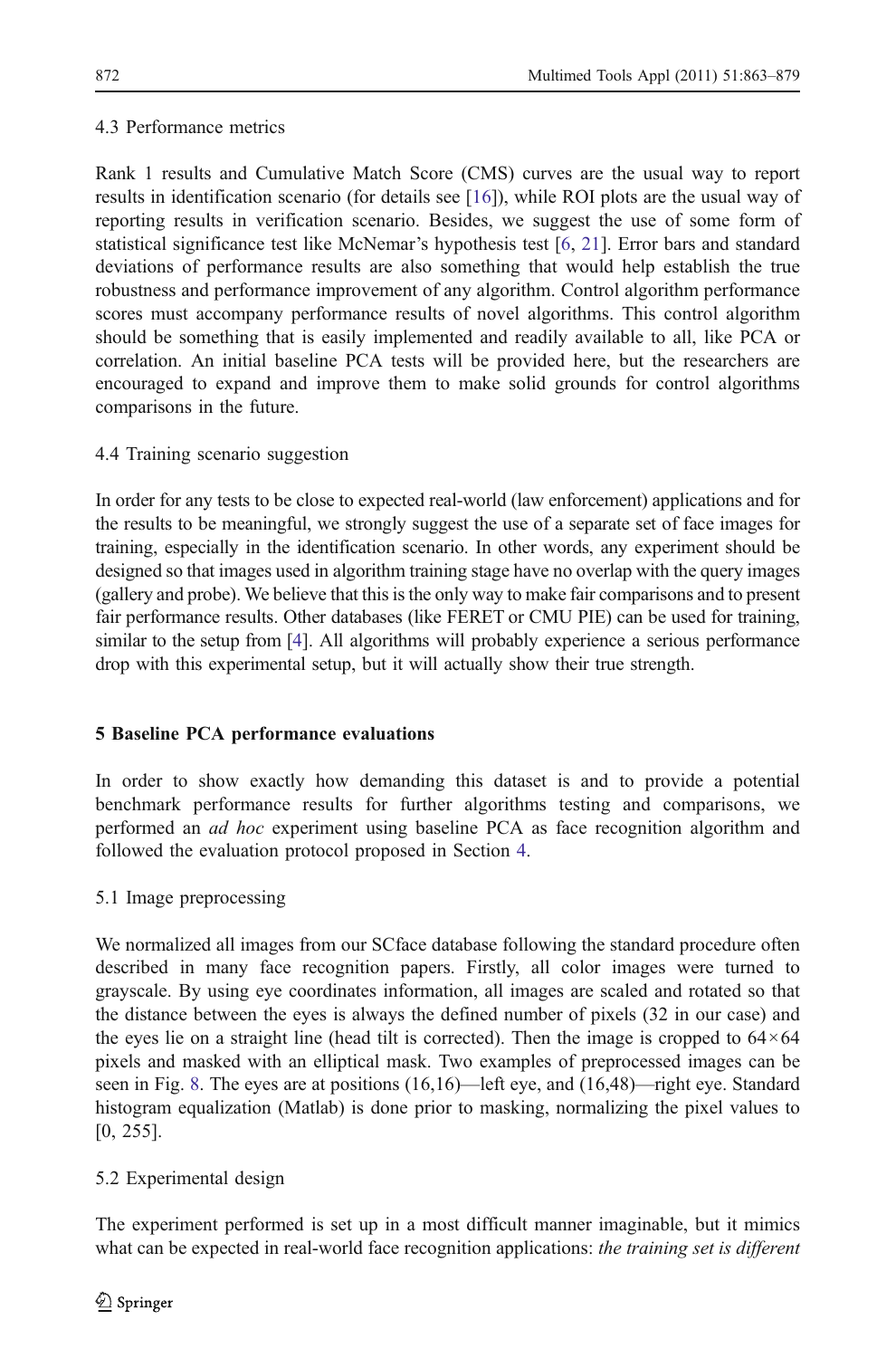### 4.3 Performance metrics

Rank 1 results and Cumulative Match Score (CMS) curves are the usual way to report results in identification scenario (for details see [16]), while ROI plots are the usual way of reporting results in verification scenario. Besides, we suggest the use of some form of statistical significance test like McNemar's hypothesis test [6, 21]. Error bars and standard deviations of performance results are also something that would help establish the true robustness and performance improvement of any algorithm. Control algorithm performance scores must accompany performance results of novel algorithms. This control algorithm should be something that is easily implemented and readily available to all, like PCA or correlation. An initial baseline PCA tests will be provided here, but the researchers are encouraged to expand and improve them to make solid grounds for control algorithms comparisons in the future.

### 4.4 Training scenario suggestion

In order for any tests to be close to expected real-world (law enforcement) applications and for the results to be meaningful, we strongly suggest the use of a separate set of face images for training, especially in the identification scenario. In other words, any experiment should be designed so that images used in algorithm training stage have no overlap with the query images (gallery and probe). We believe that this is the only way to make fair comparisons and to present fair performance results. Other databases (like FERET or CMU PIE) can be used for training, similar to the setup from [4]. All algorithms will probably experience a serious performance drop with this experimental setup, but it will actually show their true strength.

## 5 Baseline PCA performance evaluations

In order to show exactly how demanding this dataset is and to provide a potential benchmark performance results for further algorithms testing and comparisons, we performed an *ad hoc* experiment using baseline PCA as face recognition algorithm and followed the evaluation protocol proposed in Section 4.

### 5.1 Image preprocessing

We normalized all images from our SCface database following the standard procedure often described in many face recognition papers. Firstly, all color images were turned to grayscale. By using eye coordinates information, all images are scaled and rotated so that the distance between the eyes is always the defined number of pixels (32 in our case) and the eyes lie on a straight line (head tilt is corrected). Then the image is cropped to $64\times64$ pixels and masked with an elliptical mask. Two examples of preprocessed images can be seen in Fig. 8. The eyes are at positions (16,16)—left eye, and (16,48)—right eye. Standard histogram equalization (Matlab) is done prior to masking, normalizing the pixel values to [0, 255].

### 5.2 Experimental design

The experiment performed is set up in a most difficult manner imaginable, but it mimics what can be expected in real-world face recognition applications: *the training set is different*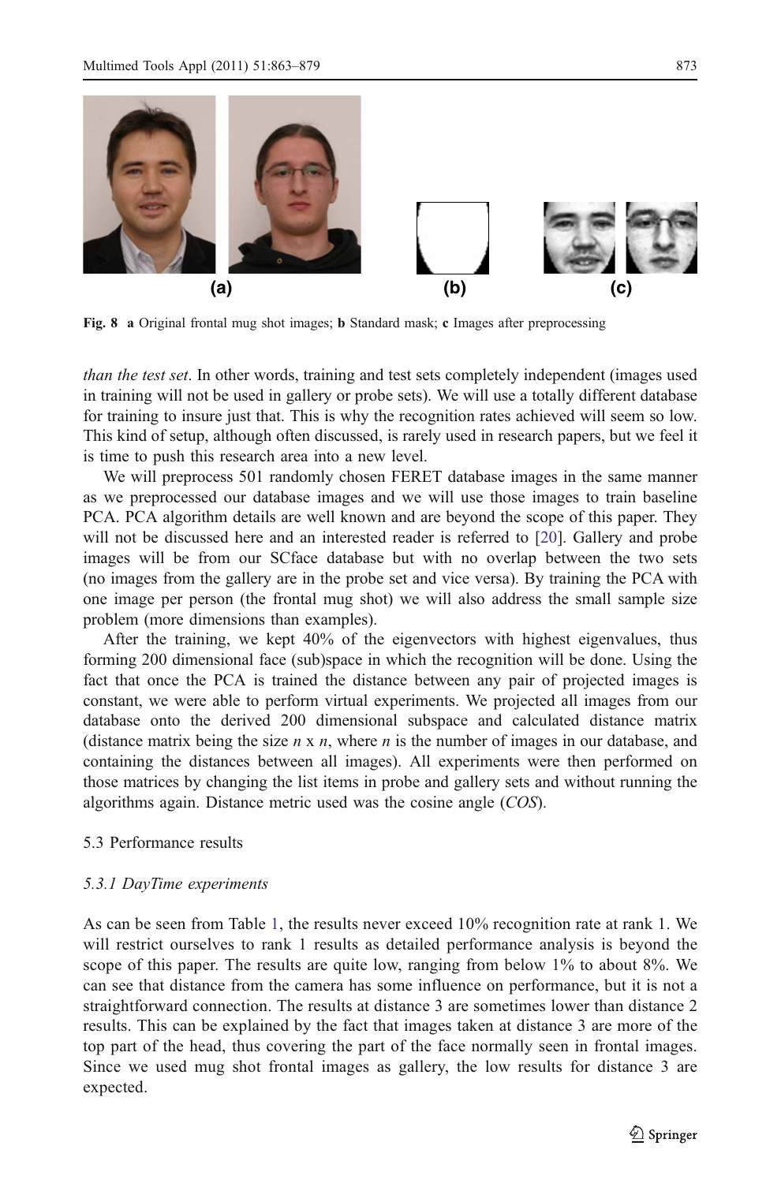**Fig. 8** **a** Original frontal mug shot images; **b** Standard mask; **c** Images after preprocessing

*than the test set*. In other words, training and test sets completely independent (images used in training will not be used in gallery or probe sets). We will use a totally different database for training to insure just that. This is why the recognition rates achieved will seem so low. This kind of setup, although often discussed, is rarely used in research papers, but we feel it is time to push this research area into a new level.

We will preprocess 501 randomly chosen FERET database images in the same manner as we preprocessed our database images and we will use those images to train baseline PCA. PCA algorithm details are well known and are beyond the scope of this paper. They will not be discussed here and an interested reader is referred to [20]. Gallery and probe images will be from our SCface database but with no overlap between the two sets (no images from the gallery are in the probe set and vice versa). By training the PCA with one image per person (the frontal mug shot) we will also address the small sample size problem (more dimensions than examples).

After the training, we kept 40% of the eigenvectors with highest eigenvalues, thus forming 200 dimensional face (sub)space in which the recognition will be done. Using the fact that once the PCA is trained the distance between any pair of projected images is constant, we were able to perform virtual experiments. We projected all images from our database onto the derived 200 dimensional subspace and calculated distance matrix (distance matrix being the size $n$ x $n$, where $n$ is the number of images in our database, and containing the distances between all images). All experiments were then performed on those matrices by changing the list items in probe and gallery sets and without running the algorithms again. Distance metric used was the cosine angle (*COS*).

### 5.3 Performance results

#### *5.3.1 DayTime experiments*

As can be seen from Table 1, the results never exceed 10% recognition rate at rank 1. We will restrict ourselves to rank 1 results as detailed performance analysis is beyond the scope of this paper. The results are quite low, ranging from below 1% to about 8%. We can see that distance from the camera has some influence on performance, but it is not a straightforward connection. The results at distance 3 are sometimes lower than distance 2 results. This can be explained by the fact that images taken at distance 3 are more of the top part of the head, thus covering the part of the face normally seen in frontal images. Since we used mug shot frontal images as gallery, the low results for distance 3 are expected.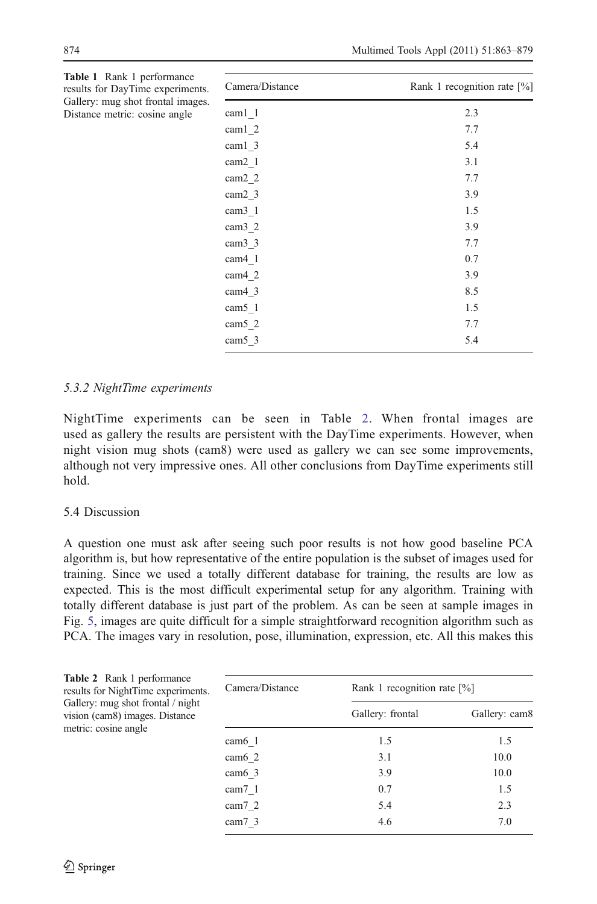**Table 1** Rank 1 performance results for DayTime experiments. Gallery: mug shot frontal images. Distance metric: cosine angle

| Camera/Distance | Rank 1 recognition rate [%] |
|---|---|
| cam1_1 | 2.3 |
| cam1_2 | 7.7 |
| cam1_3 | 5.4 |
| cam2_1 | 3.1 |
| cam2_2 | 7.7 |
| cam2_3 | 3.9 |
| cam3_1 | 1.5 |
| cam3_2 | 3.9 |
| cam3_3 | 7.7 |
| cam4_1 | 0.7 |
| cam4_2 | 3.9 |
| cam4_3 | 8.5 |
| cam5_1 | 1.5 |
| cam5_2 | 7.7 |
| cam5_3 | 5.4 |

### *5.3.2 NightTime experiments*

NightTime experiments can be seen in Table 2. When frontal images are used as gallery the results are persistent with the DayTime experiments. However, when night vision mug shots (cam8) were used as gallery we can see some improvements, although not very impressive ones. All other conclusions from DayTime experiments still hold.

## 5.4 Discussion

A question one must ask after seeing such poor results is not how good baseline PCA algorithm is, but how representative of the entire population is the subset of images used for training. Since we used a totally different database for training, the results are low as expected. This is the most difficult experimental setup for any algorithm. Training with totally different database is just part of the problem. As can be seen at sample images in Fig. 5, images are quite difficult for a simple straightforward recognition algorithm such as PCA. The images vary in resolution, pose, illumination, expression, etc. All this makes this

**Table 2** Rank 1 performance results for NightTime experiments. Gallery: mug shot frontal / night vision (cam8) images. Distance metric: cosine angle

| Camera/Distance | Rank 1 recognition rate [%] | |
|---|---|---|
| | Gallery: frontal | Gallery: cam8 |
| cam6_1 | 1.5 | 1.5 |
| cam6_2 | 3.1 | 10.0 |
| cam6_3 | 3.9 | 10.0 |
| cam7_1 | 0.7 | 1.5 |
| cam7_2 | 5.4 | 2.3 |
| cam7_3 | 4.6 | 7.0 |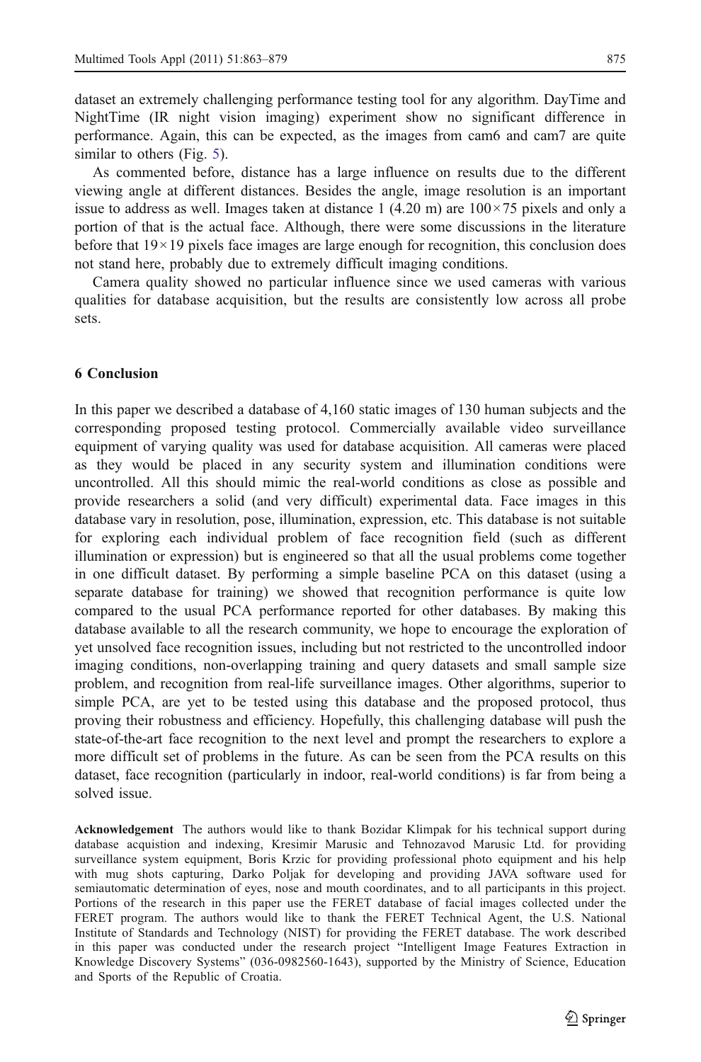dataset an extremely challenging performance testing tool for any algorithm. DayTime and NightTime (IR night vision imaging) experiment show no significant difference in performance. Again, this can be expected, as the images from cam6 and cam7 are quite similar to others (Fig. 5).

As commented before, distance has a large influence on results due to the different viewing angle at different distances. Besides the angle, image resolution is an important issue to address as well. Images taken at distance 1 (4.20 m) are $100 \times 75$ pixels and only a portion of that is the actual face. Although, there were some discussions in the literature before that $19 \times 19$ pixels face images are large enough for recognition, this conclusion does not stand here, probably due to extremely difficult imaging conditions.

Camera quality showed no particular influence since we used cameras with various qualities for database acquisition, but the results are consistently low across all probe sets.

## 6 Conclusion

In this paper we described a database of 4,160 static images of 130 human subjects and the corresponding proposed testing protocol. Commercially available video surveillance equipment of varying quality was used for database acquisition. All cameras were placed as they would be placed in any security system and illumination conditions were uncontrolled. All this should mimic the real-world conditions as close as possible and provide researchers a solid (and very difficult) experimental data. Face images in this database vary in resolution, pose, illumination, expression, etc. This database is not suitable for exploring each individual problem of face recognition field (such as different illumination or expression) but is engineered so that all the usual problems come together in one difficult dataset. By performing a simple baseline PCA on this dataset (using a separate database for training) we showed that recognition performance is quite low compared to the usual PCA performance reported for other databases. By making this database available to all the research community, we hope to encourage the exploration of yet unsolved face recognition issues, including but not restricted to the uncontrolled indoor imaging conditions, non-overlapping training and query datasets and small sample size problem, and recognition from real-life surveillance images. Other algorithms, superior to simple PCA, are yet to be tested using this database and the proposed protocol, thus proving their robustness and efficiency. Hopefully, this challenging database will push the state-of-the-art face recognition to the next level and prompt the researchers to explore a more difficult set of problems in the future. As can be seen from the PCA results on this dataset, face recognition (particularly in indoor, real-world conditions) is far from being a solved issue.

**Acknowledgement** The authors would like to thank Bozidar Klimpak for his technical support during database acquistion and indexing, Kresimir Marusic and Tehnozavod Marusic Ltd. for providing surveillance system equipment, Boris Krzic for providing professional photo equipment and his help with mug shots capturing, Darko Poljak for developing and providing JAVA software used for semiautomatic determination of eyes, nose and mouth coordinates, and to all participants in this project. Portions of the research in this paper use the FERET database of facial images collected under the FERET program. The authors would like to thank the FERET Technical Agent, the U.S. National Institute of Standards and Technology (NIST) for providing the FERET database. The work described in this paper was conducted under the research project "Intelligent Image Features Extraction in Knowledge Discovery Systems" (036-0982560-1643), supported by the Ministry of Science, Education and Sports of the Republic of Croatia.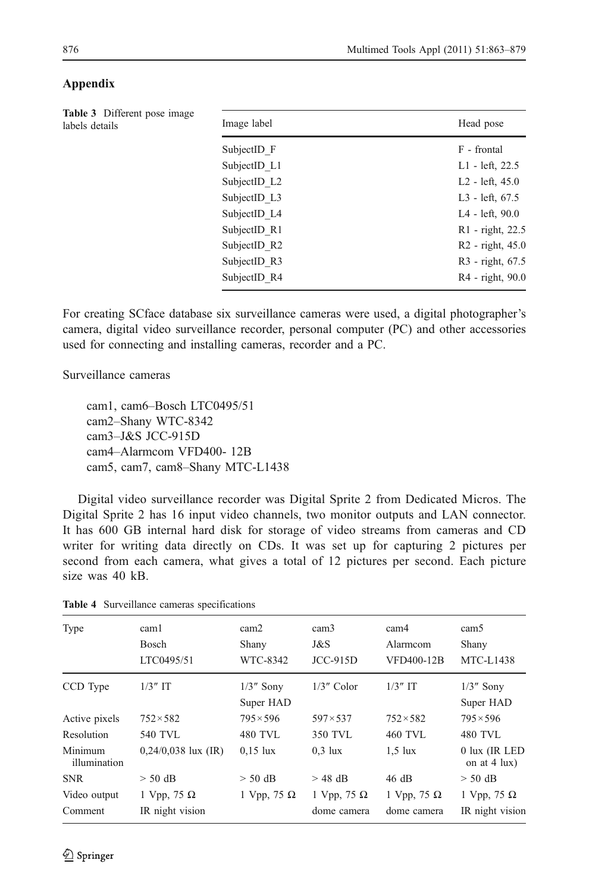## Appendix

**Table 3** Different pose image labels details

| Image label | Head pose |
|---|---|
| SubjectID_F | F - frontal |
| SubjectID_L1 | L1 - left, 22.5 |
| SubjectID_L2 | L2 - left, 45.0 |
| SubjectID_L3 | L3 - left, 67.5 |
| SubjectID_L4 | L4 - left, 90.0 |
| SubjectID_R1 | R1 - right, 22.5 |
| SubjectID_R2 | R2 - right, 45.0 |
| SubjectID_R3 | R3 - right, 67.5 |
| SubjectID_R4 | R4 - right, 90.0 |

For creating SCface database six surveillance cameras were used, a digital photographer's camera, digital video surveillance recorder, personal computer (PC) and other accessories used for connecting and installing cameras, recorder and a PC.

Surveillance cameras

cam1, cam6–Bosch LTC0495/51
cam2–Shany WTC-8342
cam3–J&S JCC-915D
cam4–Alarmcom VFD400- 12B
cam5, cam7, cam8–Shany MTC-L1438

Digital video surveillance recorder was Digital Sprite 2 from Dedicated Micros. The Digital Sprite 2 has 16 input video channels, two monitor outputs and LAN connector. It has 600 GB internal hard disk for storage of video streams from cameras and CD writer for writing data directly on CDs. It was set up for capturing 2 pictures per second from each camera, what gives a total of 12 pictures per second. Each picture size was 40 kB.

**Table 4** Surveillance cameras specifications

| Type | cam1 Bosch LTC0495/51 | cam2 Shany WTC-8342 | cam3 J&S JCC-915D | cam4 Alarmcom VFD400-12B | cam5 Shany MTC-L1438 |
|---|---|---|---|---|---|
| CCD Type | 1/3″ IT | 1/3″ Sony Super HAD | 1/3″ Color | 1/3″ IT | 1/3″ Sony Super HAD |
| Active pixels | 752×582 | 795×596 | 597×537 | 752×582 | 795×596 |
| Resolution | 540 TVL | 480 TVL | 350 TVL | 460 TVL | 480 TVL |
| Minimum illumination | 0,24/0,038 lux (IR) | 0,15 lux | 0,3 lux | 1,5 lux | 0 lux (IR LED on at 4 lux) |
| SNR | > 50 dB | > 50 dB | > 48 dB | 46 dB | > 50 dB |
| Video output | 1 Vpp, 75 Ω | 1 Vpp, 75 Ω | 1 Vpp, 75 Ω | 1 Vpp, 75 Ω | 1 Vpp, 75 Ω |
| Comment | IR night vision | | dome camera | dome camera | IR night vision |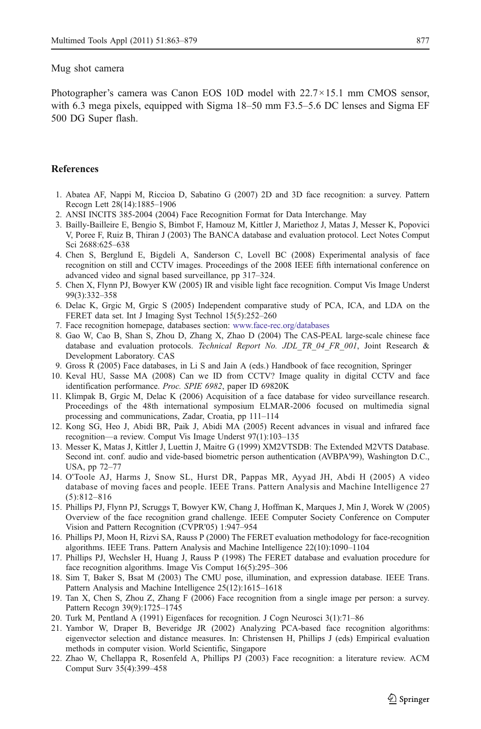Mug shot camera

Photographer's camera was Canon EOS 10D model with 22.7×15.1 mm CMOS sensor, with 6.3 mega pixels, equipped with Sigma 18–50 mm F3.5–5.6 DC lenses and Sigma EF 500 DG Super flash.

## References

1. Abatea AF, Nappi M, Riccioa D, Sabatino G (2007) 2D and 3D face recognition: a survey. Pattern Recogn Lett 28(14):1885–1906
2. ANSI INCITS 385-2004 (2004) Face Recognition Format for Data Interchange. May
3. Bailly-Bailleire E, Bengio S, Bimbot F, Hamouz M, Kittler J, Mariethoz J, Matas J, Messer K, Popovici V, Poree F, Ruiz B, Thiran J (2003) The BANCA database and evaluation protocol. Lect Notes Comput Sci 2688:625–638
4. Chen S, Berglund E, Bigdeli A, Sanderson C, Lovell BC (2008) Experimental analysis of face recognition on still and CCTV images. Proceedings of the 2008 IEEE fifth international conference on advanced video and signal based surveillance, pp 317–324.
5. Chen X, Flynn PJ, Bowyer KW (2005) IR and visible light face recognition. Comput Vis Image Underst 99(3):332–358
6. Delac K, Grgic M, Grgic S (2005) Independent comparative study of PCA, ICA, and LDA on the FERET data set. Int J Imaging Syst Technol 15(5):252–260
7. Face recognition homepage, databases section: www.face-rec.org/databases
8. Gao W, Cao B, Shan S, Zhou D, Zhang X, Zhao D (2004) The CAS-PEAL large-scale chinese face database and evaluation protocols. *Technical Report No. JDL_TR_04_FR_001*, Joint Research & Development Laboratory. CAS
9. Gross R (2005) Face databases, in Li S and Jain A (eds.) Handbook of face recognition, Springer
10. Keval HU, Sasse MA (2008) Can we ID from CCTV? Image quality in digital CCTV and face identification performance. *Proc. SPIE 6982*, paper ID 69820K
11. Klimpak B, Grgic M, Delac K (2006) Acquisition of a face database for video surveillance research. Proceedings of the 48th international symposium ELMAR-2006 focused on multimedia signal processing and communications, Zadar, Croatia, pp 111–114
12. Kong SG, Heo J, Abidi BR, Paik J, Abidi MA (2005) Recent advances in visual and infrared face recognition—a review. Comput Vis Image Underst 97(1):103–135
13. Messer K, Matas J, Kittler J, Luettin J, Maitre G (1999) XM2VTSDB: The Extended M2VTS Database. Second int. conf. audio and vide-based biometric person authentication (AVBPA'99), Washington D.C., USA, pp 72–77
14. O'Toole AJ, Harms J, Snow SL, Hurst DR, Pappas MR, Ayyad JH, Abdi H (2005) A video database of moving faces and people. IEEE Trans. Pattern Analysis and Machine Intelligence 27 (5):812–816
15. Phillips PJ, Flynn PJ, Scruggs T, Bowyer KW, Chang J, Hoffman K, Marques J, Min J, Worek W (2005) Overview of the face recognition grand challenge. IEEE Computer Society Conference on Computer Vision and Pattern Recognition (CVPR'05) 1:947–954
16. Phillips PJ, Moon H, Rizvi SA, Rauss P (2000) The FERET evaluation methodology for face-recognition algorithms. IEEE Trans. Pattern Analysis and Machine Intelligence 22(10):1090–1104
17. Phillips PJ, Wechsler H, Huang J, Rauss P (1998) The FERET database and evaluation procedure for face recognition algorithms. Image Vis Comput 16(5):295–306
18. Sim T, Baker S, Bsat M (2003) The CMU pose, illumination, and expression database. IEEE Trans. Pattern Analysis and Machine Intelligence 25(12):1615–1618
19. Tan X, Chen S, Zhou Z, Zhang F (2006) Face recognition from a single image per person: a survey. Pattern Recogn 39(9):1725–1745
20. Turk M, Pentland A (1991) Eigenfaces for recognition. J Cogn Neurosci 3(1):71–86
21. Yambor W, Draper B, Beveridge JR (2002) Analyzing PCA-based face recognition algorithms: eigenvector selection and distance measures. In: Christensen H, Phillips J (eds) Empirical evaluation methods in computer vision. World Scientific, Singapore
22. Zhao W, Chellappa R, Rosenfeld A, Phillips PJ (2003) Face recognition: a literature review. ACM Comput Surv 35(4):399–458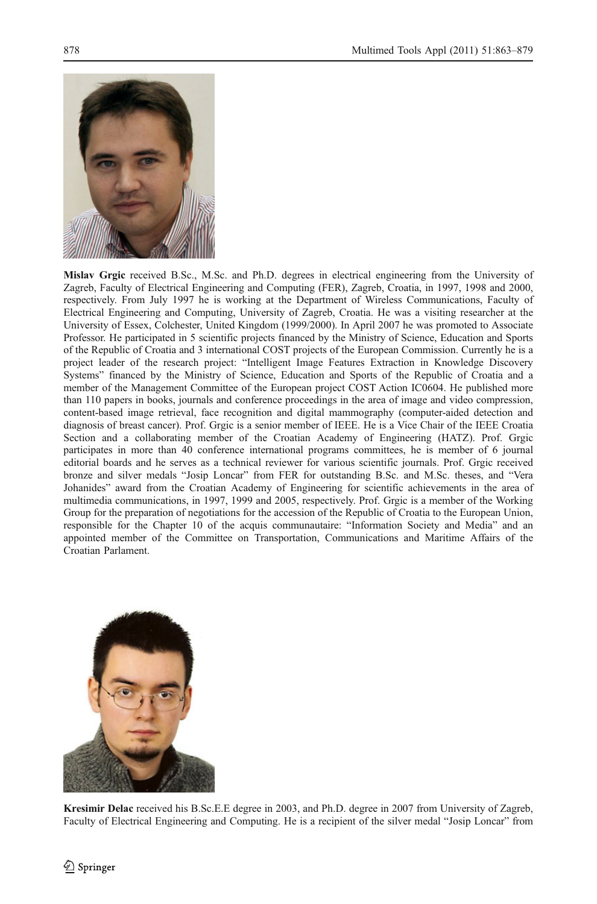**Mislav Grgic** received B.Sc., M.Sc. and Ph.D. degrees in electrical engineering from the University of Zagreb, Faculty of Electrical Engineering and Computing (FER), Zagreb, Croatia, in 1997, 1998 and 2000, respectively. From July 1997 he is working at the Department of Wireless Communications, Faculty of Electrical Engineering and Computing, University of Zagreb, Croatia. He was a visiting researcher at the University of Essex, Colchester, United Kingdom (1999/2000). In April 2007 he was promoted to Associate Professor. He participated in 5 scientific projects financed by the Ministry of Science, Education and Sports of the Republic of Croatia and 3 international COST projects of the European Commission. Currently he is a project leader of the research project: "Intelligent Image Features Extraction in Knowledge Discovery Systems" financed by the Ministry of Science, Education and Sports of the Republic of Croatia and a member of the Management Committee of the European project COST Action IC0604. He published more than 110 papers in books, journals and conference proceedings in the area of image and video compression, content-based image retrieval, face recognition and digital mammography (computer-aided detection and diagnosis of breast cancer). Prof. Grgic is a senior member of IEEE. He is a Vice Chair of the IEEE Croatia Section and a collaborating member of the Croatian Academy of Engineering (HATZ). Prof. Grgic participates in more than 40 conference international programs committees, he is member of 6 journal editorial boards and he serves as a technical reviewer for various scientific journals. Prof. Grgic received bronze and silver medals "Josip Loncar" from FER for outstanding B.Sc. and M.Sc. theses, and "Vera Johanides" award from the Croatian Academy of Engineering for scientific achievements in the area of multimedia communications, in 1997, 1999 and 2005, respectively. Prof. Grgic is a member of the Working Group for the preparation of negotiations for the accession of the Republic of Croatia to the European Union, responsible for the Chapter 10 of the acquis communautaire: "Information Society and Media" and an appointed member of the Committee on Transportation, Communications and Maritime Affairs of the Croatian Parlament.

**Kresimir Delac** received his B.Sc.E.E degree in 2003, and Ph.D. degree in 2007 from University of Zagreb, Faculty of Electrical Engineering and Computing. He is a recipient of the silver medal "Josip Loncar" from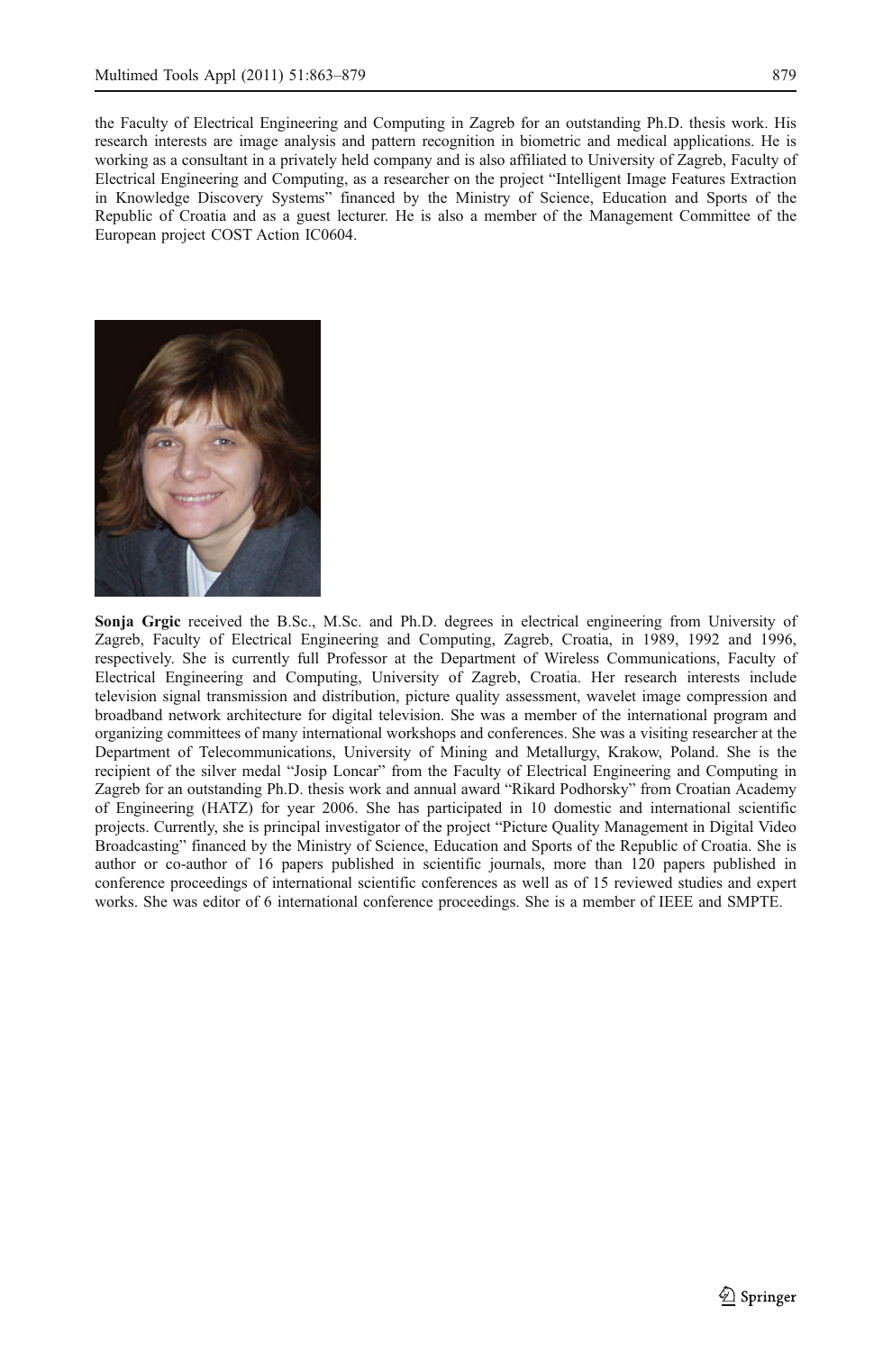the Faculty of Electrical Engineering and Computing in Zagreb for an outstanding Ph.D. thesis work. His research interests are image analysis and pattern recognition in biometric and medical applications. He is working as a consultant in a privately held company and is also affiliated to University of Zagreb, Faculty of Electrical Engineering and Computing, as a researcher on the project "Intelligent Image Features Extraction in Knowledge Discovery Systems" financed by the Ministry of Science, Education and Sports of the Republic of Croatia and as a guest lecturer. He is also a member of the Management Committee of the European project COST Action IC0604.

**Sonja Grgic** received the B.Sc., M.Sc. and Ph.D. degrees in electrical engineering from University of Zagreb, Faculty of Electrical Engineering and Computing, Zagreb, Croatia, in 1989, 1992 and 1996, respectively. She is currently full Professor at the Department of Wireless Communications, Faculty of Electrical Engineering and Computing, University of Zagreb, Croatia. Her research interests include television signal transmission and distribution, picture quality assessment, wavelet image compression and broadband network architecture for digital television. She was a member of the international program and organizing committees of many international workshops and conferences. She was a visiting researcher at the Department of Telecommunications, University of Mining and Metallurgy, Krakow, Poland. She is the recipient of the silver medal "Josip Loncar" from the Faculty of Electrical Engineering and Computing in Zagreb for an outstanding Ph.D. thesis work and annual award "Rikard Podhorsky" from Croatian Academy of Engineering (HATZ) for year 2006. She has participated in 10 domestic and international scientific projects. Currently, she is principal investigator of the project "Picture Quality Management in Digital Video Broadcasting" financed by the Ministry of Science, Education and Sports of the Republic of Croatia. She is author or co-author of 16 papers published in scientific journals, more than 120 papers published in conference proceedings of international scientific conferences as well as of 15 reviewed studies and expert works. She was editor of 6 international conference proceedings. She is a member of IEEE and SMPTE.